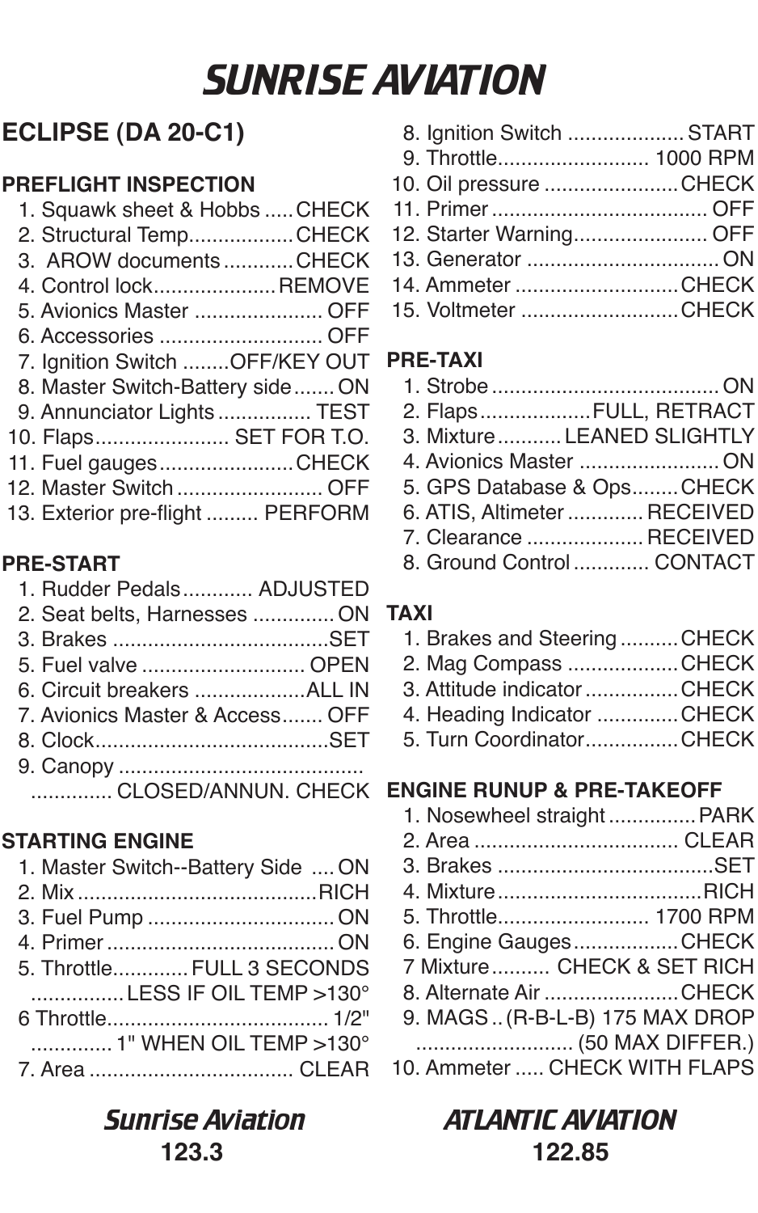# SUNRISE AVIATION

## ECLIPSE (DA 20-C1)

### PREFLIGHT INSPECTION

1. Squawk sheet & Hobbs ..... CHECK
2. Structural Temp.................. CHECK
3. AROW documents ............ CHECK
4. Control lock..................... REMOVE
5. Avionics Master ...................... OFF
6. Accessories ............................ OFF
7. Ignition Switch ........OFF/KEY OUT
8. Master Switch-Battery side....... ON
9. Annunciator Lights ................ TEST
10. Flaps....................... SET FOR T.O.
11. Fuel gauges....................... CHECK
12. Master Switch ......................... OFF
13. Exterior pre-flight ......... PERFORM

### PRE-START

1. Rudder Pedals............ ADJUSTED
2. Seat belts, Harnesses .............. ON
3. Brakes .....................................SET
5. Fuel valve ............................ OPEN
6. Circuit breakers ...................ALL IN
7. Avionics Master & Access....... OFF
8. Clock........................................SET
9. Canopy ..........................................
   .............. CLOSED/ANNUN. CHECK

### STARTING ENGINE

1. Master Switch--Battery Side .... ON
2. Mix .........................................RICH
3. Fuel Pump ................................ ON
4. Primer ....................................... ON
5. Throttle............. FULL 3 SECONDS
   ................ LESS IF OIL TEMP >130°
6 Throttle...................................... 1/2"
   .............. 1" WHEN OIL TEMP >130°
7. Area ................................... CLEAR
8. Ignition Switch .................... START
9. Throttle.......................... 1000 RPM
10. Oil pressure ....................... CHECK
11. Primer ..................................... OFF
12. Starter Warning....................... OFF
13. Generator ................................. ON
14. Ammeter ............................ CHECK
15. Voltmeter ........................... CHECK

### PRE-TAXI

1. Strobe ....................................... ON
2. Flaps................... FULL, RETRACT
3. Mixture........... LEANED SLIGHTLY
4. Avionics Master ........................ ON
5. GPS Database & Ops........ CHECK
6. ATIS, Altimeter ............. RECEIVED
7. Clearance .................... RECEIVED
8. Ground Control ............. CONTACT

### TAXI

1. Brakes and Steering .......... CHECK
2. Mag Compass ................... CHECK
3. Attitude indicator ................ CHECK
4. Heading Indicator .............. CHECK
5. Turn Coordinator................ CHECK

### ENGINE RUNUP & PRE-TAKEOFF

1. Nosewheel straight ............... PARK
2. Area ................................... CLEAR
3. Brakes .....................................SET
4. Mixture...................................RICH
5. Throttle.......................... 1700 RPM
6. Engine Gauges.................. CHECK
7 Mixture.......... CHECK & SET RICH
8. Alternate Air ....................... CHECK
9. MAGS .. (R-B-L-B) 175 MAX DROP
   ........................... (50 MAX DIFFER.)
10. Ammeter ..... CHECK WITH FLAPS

**Sunrise Aviation**
**123.3**

**ATLANTIC AVIATION**
**122.85**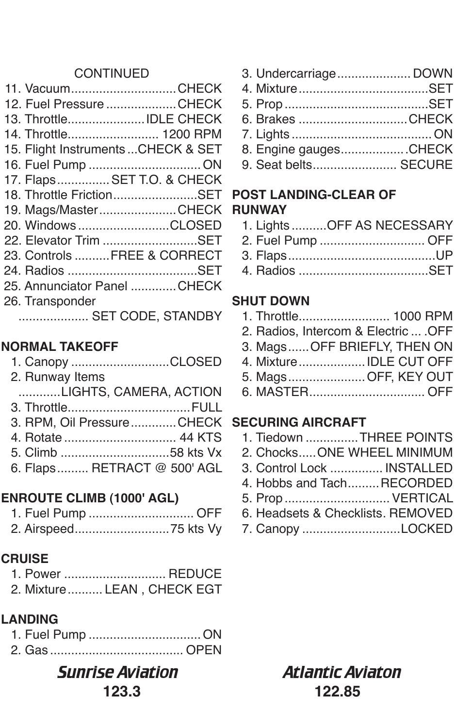CONTINUED

11. Vacuum.............................CHECK
12. Fuel Pressure ....................CHECK
13. Throttle......................IDLE CHECK
14. Throttle.......................... 1200 RPM
15. Flight Instruments ...CHECK & SET
16. Fuel Pump ................................ ON
17. Flaps...............SET T.O. & CHECK
18. Throttle Friction........................SET
19. Mags/Master......................CHECK
20. Windows..........................CLOSED
22. Elevator Trim ..........................SET
23. Controls ..........FREE & CORRECT
24. Radios .....................................SET
25. Annunciator Panel .............CHECK
26. Transponder .................... SET CODE, STANDBY

**NORMAL TAKEOFF**

1. Canopy ............................CLOSED
2. Runway Items ............LIGHTS, CAMERA, ACTION
3. Throttle...................................FULL
3. RPM, Oil Pressure.............CHECK
4. Rotate ................................ 44 KTS
5. Climb ...............................58 kts Vx
6. Flaps......... RETRACT @ 500' AGL

**ENROUTE CLIMB (1000' AGL)**

1. Fuel Pump .............................. OFF
2. Airspeed...........................75 kts Vy

**CRUISE**

1. Power ............................ REDUCE
2. Mixture.......... LEAN , CHECK EGT

**LANDING**

1. Fuel Pump ................................ ON
2. Gas ...................................... OPEN
3. Undercarriage..................... DOWN
4. Mixture....................................SET
5. Prop .........................................SET
6. Brakes ..............................CHECK
7. Lights ......................................... ON
8. Engine gauges.................. .CHECK
9. Seat belts........................ SECURE

**POST LANDING-CLEAR OF RUNWAY**

1. Lights ..........OFF AS NECESSARY
2. Fuel Pump .............................. OFF
3. Flaps..........................................UP
4. Radios .....................................SET

**SHUT DOWN**

1. Throttle.......................... 1000 RPM
2. Radios, Intercom & Electric ... .OFF
3. Mags......OFF BRIEFLY, THEN ON
4. Mixture...................IDLE CUT OFF
5. Mags......................OFF, KEY OUT
6. MASTER................................. OFF

**SECURING AIRCRAFT**

1. Tiedown ...............THREE POINTS
2. Chocks.....ONE WHEEL MINIMUM
3. Control Lock ............... INSTALLED
4. Hobbs and Tach.........RECORDED
5. Prop .............................. VERTICAL
6. Headsets & Checklists. REMOVED
7. Canopy ............................LOCKED

***Sunrise Aviation***
**123.3**

***Atlantic Aviaton***
**122.85**